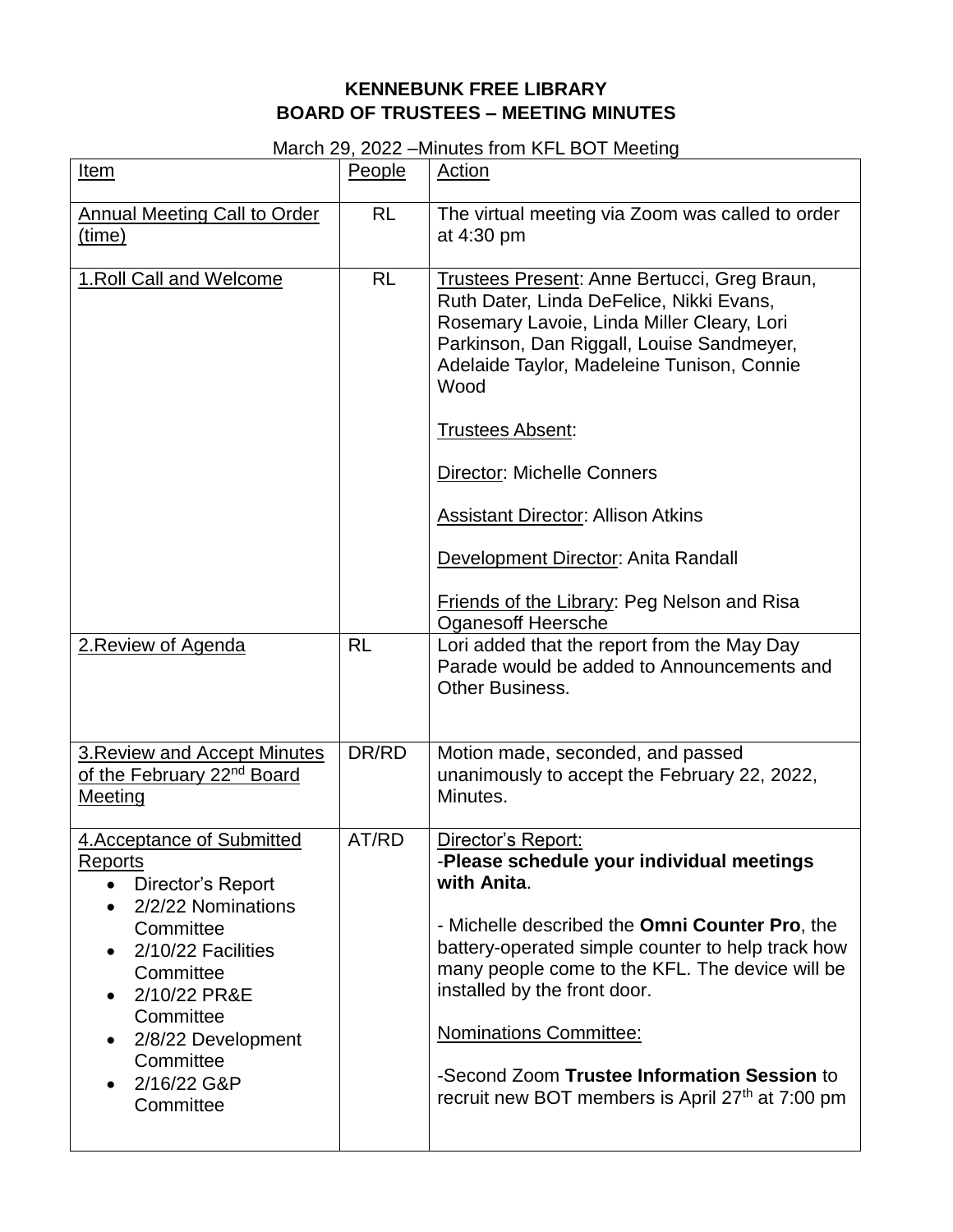**KENNEBUNK FREE LIBRARY**
**BOARD OF TRUSTEES – MEETING MINUTES**

March 29, 2022 –Minutes from KFL BOT Meeting

| Item | People | Action |
|---|---|---|
| Annual Meeting Call to Order (time) | RL | The virtual meeting via Zoom was called to order at 4:30 pm |
| 1.Roll Call and Welcome | RL | Trustees Present: Anne Bertucci, Greg Braun, Ruth Dater, Linda DeFelice, Nikki Evans, Rosemary Lavoie, Linda Miller Cleary, Lori Parkinson, Dan Riggall, Louise Sandmeyer, Adelaide Taylor, Madeleine Tunison, Connie Wood<br><br>Trustees Absent:<br><br>Director: Michelle Conners<br><br>Assistant Director: Allison Atkins<br><br>Development Director: Anita Randall<br><br>Friends of the Library: Peg Nelson and Risa Oganesoff Heersche |
| 2.Review of Agenda | RL | Lori added that the report from the May Day Parade would be added to Announcements and Other Business. |
| 3.Review and Accept Minutes of the February 22nd Board Meeting | DR/RD | Motion made, seconded, and passed unanimously to accept the February 22, 2022, Minutes. |
| 4.Acceptance of Submitted Reports<br>• Director's Report<br>• 2/2/22 Nominations Committee<br>• 2/10/22 Facilities Committee<br>• 2/10/22 PR&E Committee<br>• 2/8/22 Development Committee<br>• 2/16/22 G&P Committee | AT/RD | Director's Report:<br>-**Please schedule your individual meetings with Anita**.<br><br>- Michelle described the **Omni Counter Pro**, the battery-operated simple counter to help track how many people come to the KFL. The device will be installed by the front door.<br><br>Nominations Committee:<br><br>-Second Zoom **Trustee Information Session** to recruit new BOT members is April 27th at 7:00 pm |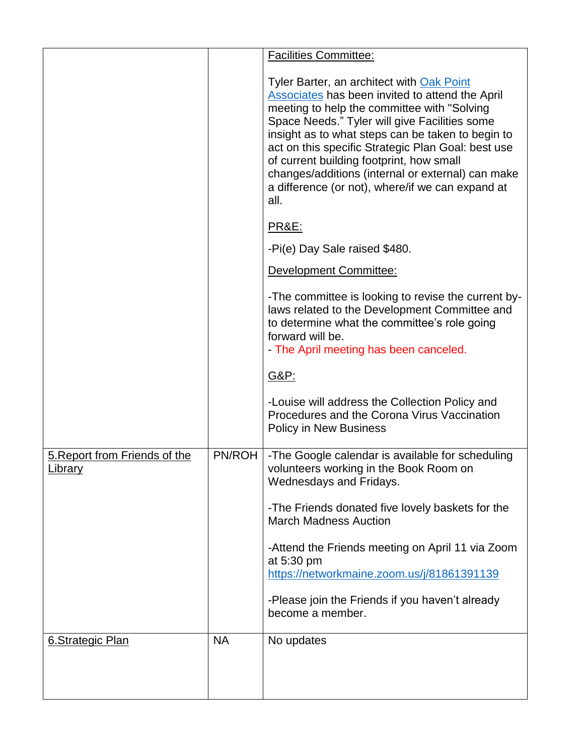| | | |
|---|---|---|
| | | <u>Facilities Committee:</u><br><br>Tyler Barter, an architect with [Oak Point Associates]() has been invited to attend the April meeting to help the committee with "Solving Space Needs." Tyler will give Facilities some insight as to what steps can be taken to begin to act on this specific Strategic Plan Goal: best use of current building footprint, how small changes/additions (internal or external) can make a difference (or not), where/if we can expand at all.<br><br><u>PR&E:</u><br><br>-Pi(e) Day Sale raised $480.<br><br><u>Development Committee:</u><br><br>-The committee is looking to revise the current by-laws related to the Development Committee and to determine what the committee's role going forward will be.<br>- The April meeting has been canceled.<br><br><u>G&P:</u><br><br>-Louise will address the Collection Policy and Procedures and the Corona Virus Vaccination Policy in New Business |
| <u>5.Report from Friends of the Library</u> | PN/ROH | -The Google calendar is available for scheduling volunteers working in the Book Room on Wednesdays and Fridays.<br><br>-The Friends donated five lovely baskets for the March Madness Auction<br><br>-Attend the Friends meeting on April 11 via Zoom at 5:30 pm<br>https://networkmaine.zoom.us/j/81861391139<br><br>-Please join the Friends if you haven't already become a member. |
| <u>6.Strategic Plan</u> | NA | No updates |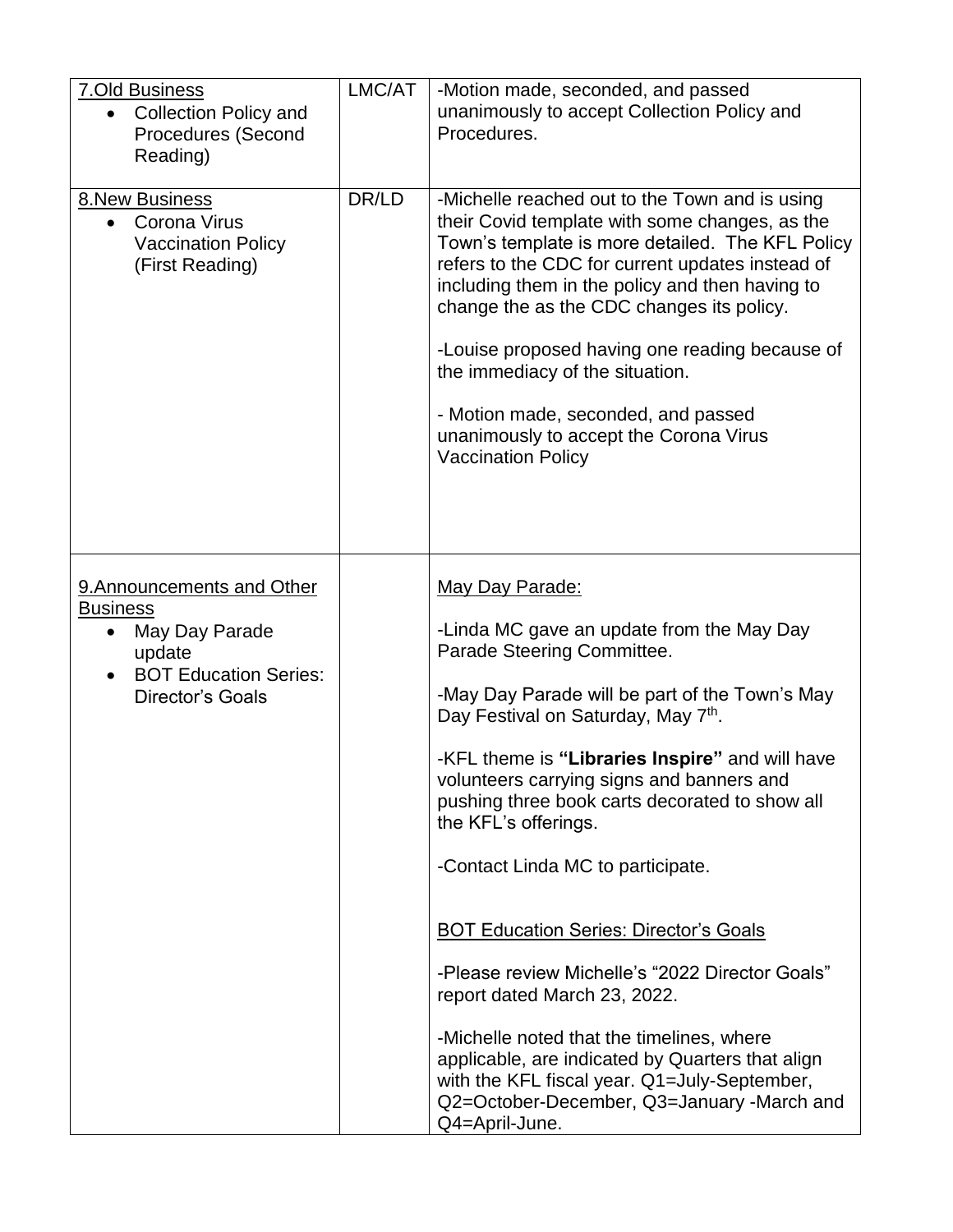| 7.Old Business<br>• Collection Policy and Procedures (Second Reading) | LMC/AT | -Motion made, seconded, and passed unanimously to accept Collection Policy and Procedures. |
|---|---|---|
| 8.New Business<br>• Corona Virus Vaccination Policy (First Reading) | DR/LD | -Michelle reached out to the Town and is using their Covid template with some changes, as the Town's template is more detailed. The KFL Policy refers to the CDC for current updates instead of including them in the policy and then having to change the as the CDC changes its policy.<br><br>-Louise proposed having one reading because of the immediacy of the situation.<br><br>- Motion made, seconded, and passed unanimously to accept the Corona Virus Vaccination Policy |
| 9.Announcements and Other Business<br>• May Day Parade update<br>• BOT Education Series: Director's Goals | | May Day Parade:<br><br>-Linda MC gave an update from the May Day Parade Steering Committee.<br><br>-May Day Parade will be part of the Town's May Day Festival on Saturday, May 7th.<br><br>-KFL theme is **"Libraries Inspire"** and will have volunteers carrying signs and banners and pushing three book carts decorated to show all the KFL's offerings.<br><br>-Contact Linda MC to participate.<br><br>BOT Education Series: Director's Goals<br><br>-Please review Michelle's "2022 Director Goals" report dated March 23, 2022.<br><br>-Michelle noted that the timelines, where applicable, are indicated by Quarters that align with the KFL fiscal year. Q1=July-September, Q2=October-December, Q3=January -March and Q4=April-June. |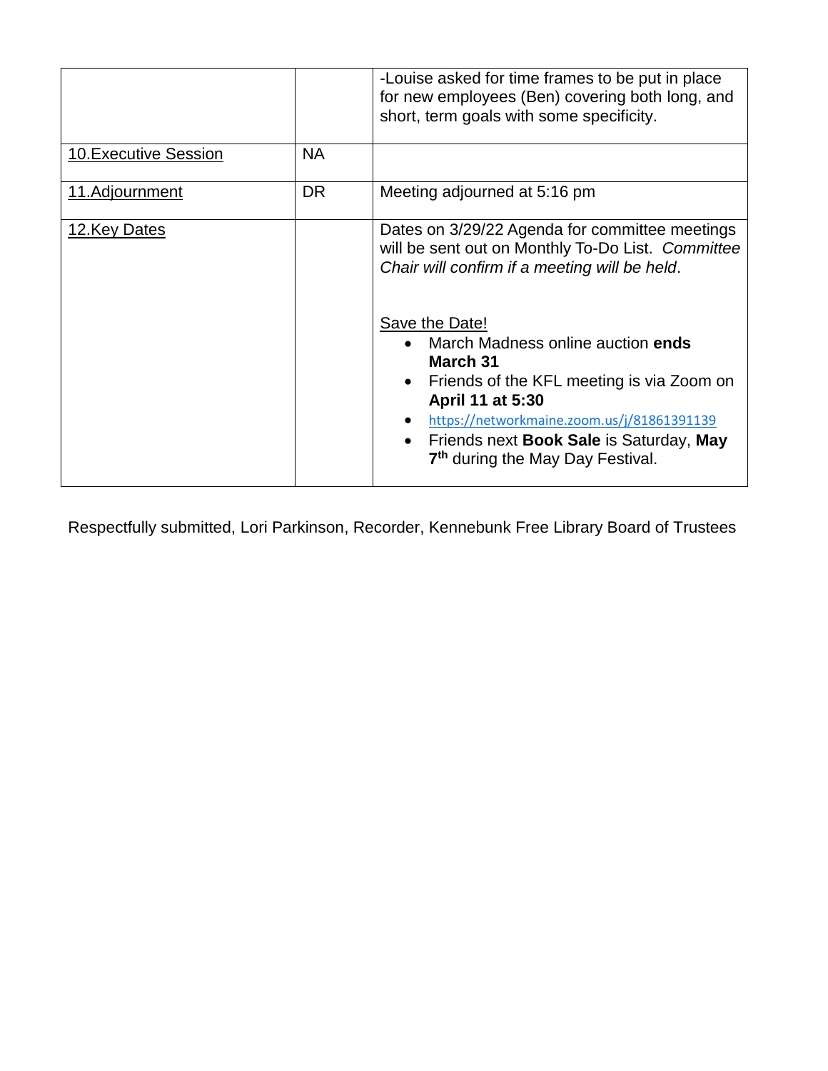| | | |
|---|---|---|
| | | -Louise asked for time frames to be put in place for new employees (Ben) covering both long, and short, term goals with some specificity. |
| 10.Executive Session | NA | |
| 11.Adjournment | DR | Meeting adjourned at 5:16 pm |
| 12.Key Dates | | Dates on 3/29/22 Agenda for committee meetings will be sent out on Monthly To-Do List. *Committee Chair will confirm if a meeting will be held*.<br><br>Save the Date!<br>• March Madness online auction **ends March 31**<br>• Friends of the KFL meeting is via Zoom on **April 11 at 5:30**<br>• https://networkmaine.zoom.us/j/81861391139<br>• Friends next **Book Sale** is Saturday, **May 7th** during the May Day Festival. |

Respectfully submitted, Lori Parkinson, Recorder, Kennebunk Free Library Board of Trustees